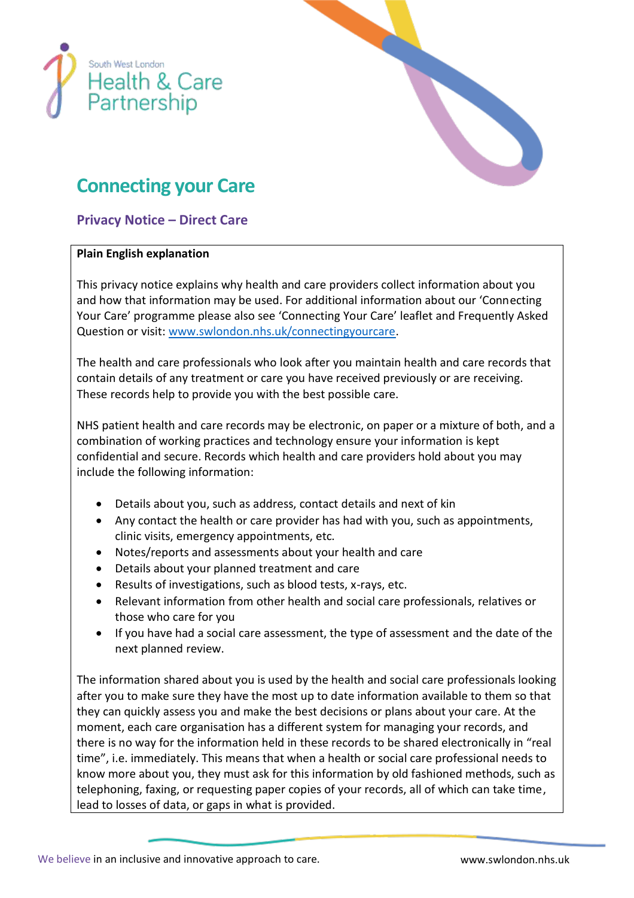South West London
Health & Care Partnership

# Connecting your Care

## Privacy Notice – Direct Care

**Plain English explanation**

This privacy notice explains why health and care providers collect information about you and how that information may be used. For additional information about our 'Connecting Your Care' programme please also see 'Connecting Your Care' leaflet and Frequently Asked Question or visit: www.swlondon.nhs.uk/connectingyourcare.

The health and care professionals who look after you maintain health and care records that contain details of any treatment or care you have received previously or are receiving. These records help to provide you with the best possible care.

NHS patient health and care records may be electronic, on paper or a mixture of both, and a combination of working practices and technology ensure your information is kept confidential and secure. Records which health and care providers hold about you may include the following information:

- Details about you, such as address, contact details and next of kin
- Any contact the health or care provider has had with you, such as appointments, clinic visits, emergency appointments, etc.
- Notes/reports and assessments about your health and care
- Details about your planned treatment and care
- Results of investigations, such as blood tests, x-rays, etc.
- Relevant information from other health and social care professionals, relatives or those who care for you
- If you have had a social care assessment, the type of assessment and the date of the next planned review.

The information shared about you is used by the health and social care professionals looking after you to make sure they have the most up to date information available to them so that they can quickly assess you and make the best decisions or plans about your care. At the moment, each care organisation has a different system for managing your records, and there is no way for the information held in these records to be shared electronically in "real time", i.e. immediately. This means that when a health or social care professional needs to know more about you, they must ask for this information by old fashioned methods, such as telephoning, faxing, or requesting paper copies of your records, all of which can take time, lead to losses of data, or gaps in what is provided.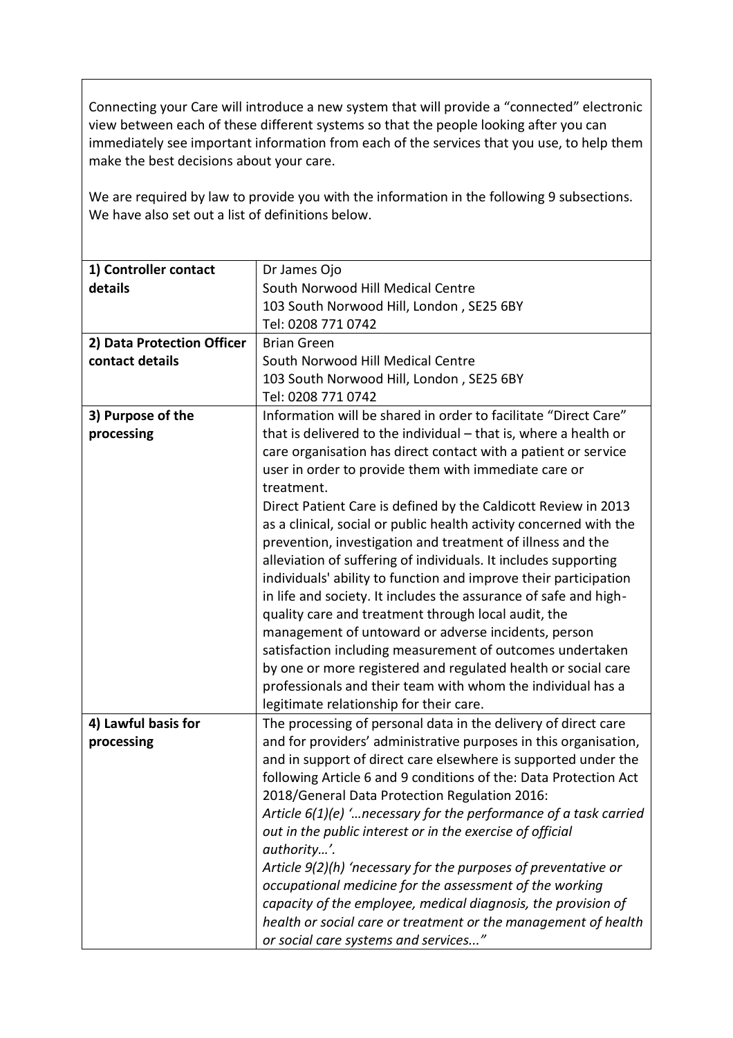Connecting your Care will introduce a new system that will provide a "connected" electronic view between each of these different systems so that the people looking after you can immediately see important information from each of the services that you use, to help them make the best decisions about your care.

We are required by law to provide you with the information in the following 9 subsections. We have also set out a list of definitions below.

| | |
|---|---|
| **1) Controller contact details** | Dr James Ojo<br>South Norwood Hill Medical Centre<br>103 South Norwood Hill, London , SE25 6BY<br>Tel: 0208 771 0742 |
| **2) Data Protection Officer contact details** | Brian Green<br>South Norwood Hill Medical Centre<br>103 South Norwood Hill, London , SE25 6BY<br>Tel: 0208 771 0742 |
| **3) Purpose of the processing** | Information will be shared in order to facilitate "Direct Care" that is delivered to the individual – that is, where a health or care organisation has direct contact with a patient or service user in order to provide them with immediate care or treatment.<br>Direct Patient Care is defined by the Caldicott Review in 2013 as a clinical, social or public health activity concerned with the prevention, investigation and treatment of illness and the alleviation of suffering of individuals. It includes supporting individuals' ability to function and improve their participation in life and society. It includes the assurance of safe and high-quality care and treatment through local audit, the management of untoward or adverse incidents, person satisfaction including measurement of outcomes undertaken by one or more registered and regulated health or social care professionals and their team with whom the individual has a legitimate relationship for their care. |
| **4) Lawful basis for processing** | The processing of personal data in the delivery of direct care and for providers' administrative purposes in this organisation, and in support of direct care elsewhere is supported under the following Article 6 and 9 conditions of the: Data Protection Act 2018/General Data Protection Regulation 2016:<br>*Article 6(1)(e) '…necessary for the performance of a task carried out in the public interest or in the exercise of official authority…'.*<br>*Article 9(2)(h) 'necessary for the purposes of preventative or occupational medicine for the assessment of the working capacity of the employee, medical diagnosis, the provision of health or social care or treatment or the management of health or social care systems and services..."* |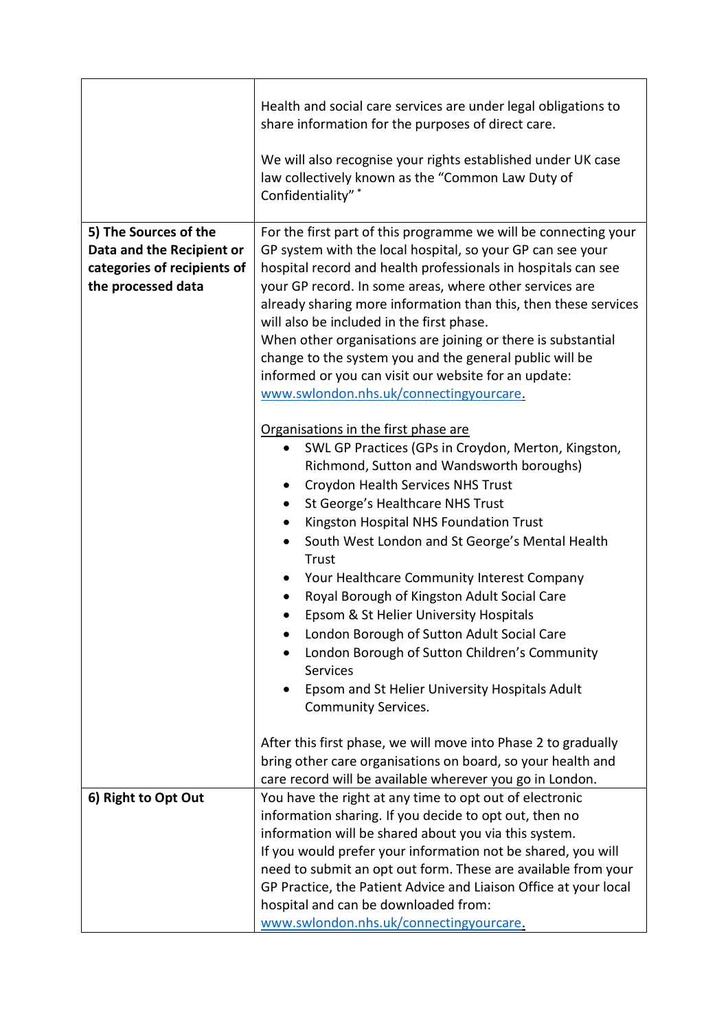| | |
|---|---|
| | Health and social care services are under legal obligations to share information for the purposes of direct care.<br><br>We will also recognise your rights established under UK case law collectively known as the "Common Law Duty of Confidentiality" * |
| **5) The Sources of the Data and the Recipient or categories of recipients of the processed data** | For the first part of this programme we will be connecting your GP system with the local hospital, so your GP can see your hospital record and health professionals in hospitals can see your GP record. In some areas, where other services are already sharing more information than this, then these services will also be included in the first phase.<br>When other organisations are joining or there is substantial change to the system you and the general public will be informed or you can visit our website for an update: www.swlondon.nhs.uk/connectingyourcare.<br><br>Organisations in the first phase are<br>• SWL GP Practices (GPs in Croydon, Merton, Kingston, Richmond, Sutton and Wandsworth boroughs)<br>• Croydon Health Services NHS Trust<br>• St George's Healthcare NHS Trust<br>• Kingston Hospital NHS Foundation Trust<br>• South West London and St George's Mental Health Trust<br>• Your Healthcare Community Interest Company<br>• Royal Borough of Kingston Adult Social Care<br>• Epsom & St Helier University Hospitals<br>• London Borough of Sutton Adult Social Care<br>• London Borough of Sutton Children's Community Services<br>• Epsom and St Helier University Hospitals Adult Community Services.<br><br>After this first phase, we will move into Phase 2 to gradually bring other care organisations on board, so your health and care record will be available wherever you go in London. |
| **6) Right to Opt Out** | You have the right at any time to opt out of electronic information sharing. If you decide to opt out, then no information will be shared about you via this system.<br>If you would prefer your information not be shared, you will need to submit an opt out form. These are available from your GP Practice, the Patient Advice and Liaison Office at your local hospital and can be downloaded from: www.swlondon.nhs.uk/connectingyourcare. |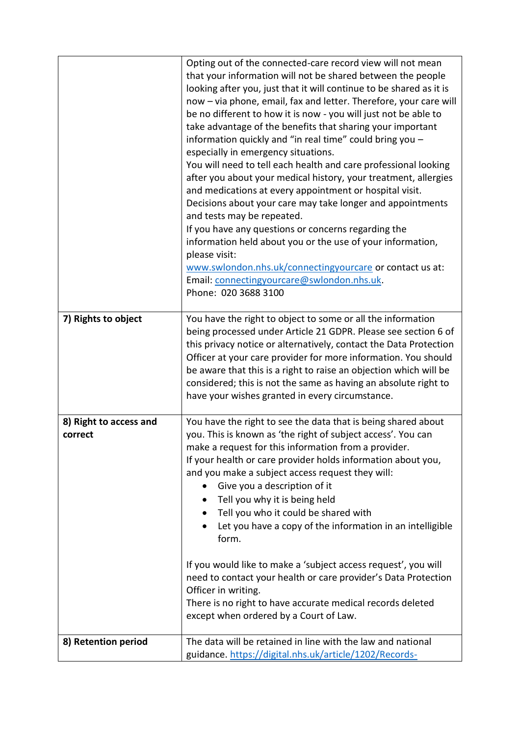| | |
|---|---|
| | Opting out of the connected-care record view will not mean that your information will not be shared between the people looking after you, just that it will continue to be shared as it is now – via phone, email, fax and letter. Therefore, your care will be no different to how it is now - you will just not be able to take advantage of the benefits that sharing your important information quickly and "in real time" could bring you – especially in emergency situations.<br>You will need to tell each health and care professional looking after you about your medical history, your treatment, allergies and medications at every appointment or hospital visit.<br>Decisions about your care may take longer and appointments and tests may be repeated.<br>If you have any questions or concerns regarding the information held about you or the use of your information, please visit:<br>www.swlondon.nhs.uk/connectingyourcare or contact us at:<br>Email: connectingyourcare@swlondon.nhs.uk.<br>Phone: 020 3688 3100 |
| **7) Rights to object** | You have the right to object to some or all the information being processed under Article 21 GDPR. Please see section 6 of this privacy notice or alternatively, contact the Data Protection Officer at your care provider for more information. You should be aware that this is a right to raise an objection which will be considered; this is not the same as having an absolute right to have your wishes granted in every circumstance. |
| **8) Right to access and correct** | You have the right to see the data that is being shared about you. This is known as 'the right of subject access'. You can make a request for this information from a provider.<br>If your health or care provider holds information about you, and you make a subject access request they will:<br>• Give you a description of it<br>• Tell you why it is being held<br>• Tell you who it could be shared with<br>• Let you have a copy of the information in an intelligible form.<br><br>If you would like to make a 'subject access request', you will need to contact your health or care provider's Data Protection Officer in writing.<br>There is no right to have accurate medical records deleted except when ordered by a Court of Law. |
| **8) Retention period** | The data will be retained in line with the law and national guidance. https://digital.nhs.uk/article/1202/Records- |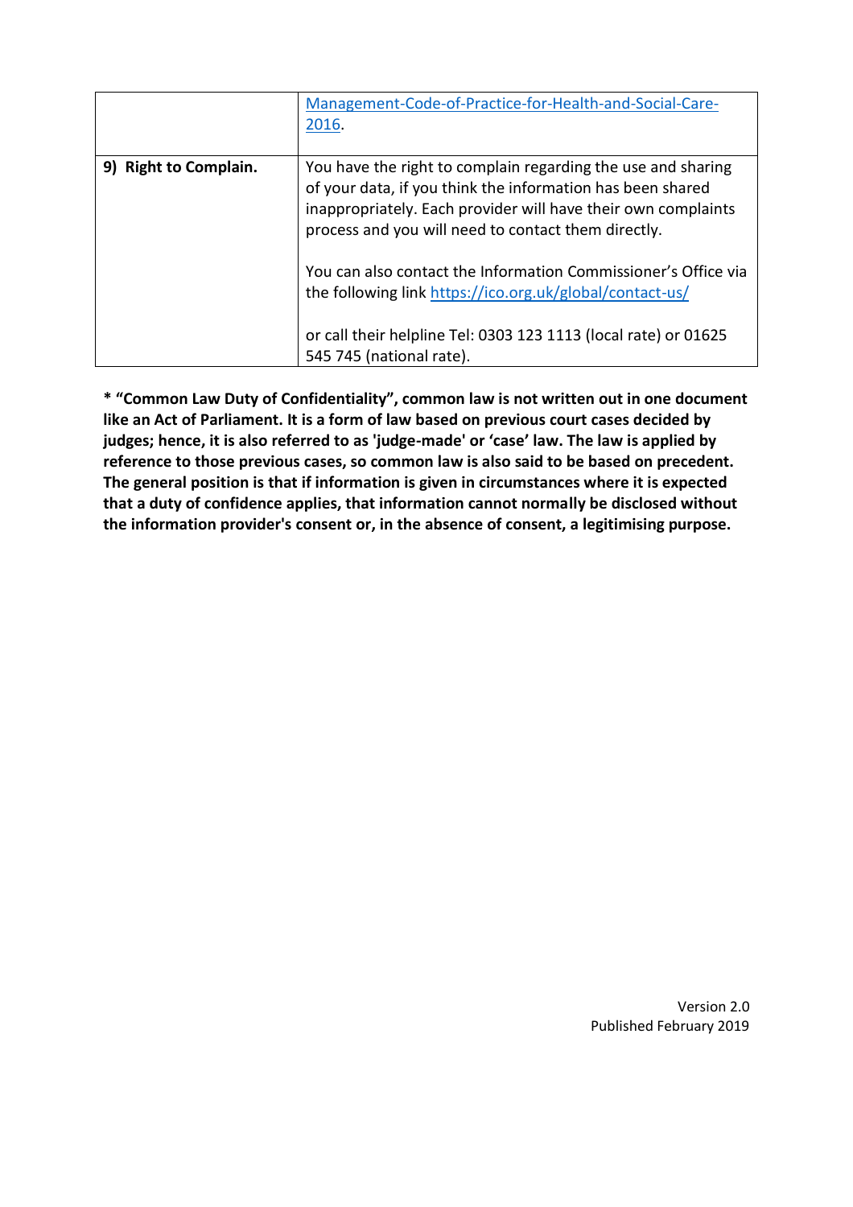| | |
|---|---|
| | Management-Code-of-Practice-for-Health-and-Social-Care-2016. |
| **9) Right to Complain.** | You have the right to complain regarding the use and sharing of your data, if you think the information has been shared inappropriately. Each provider will have their own complaints process and you will need to contact them directly.<br><br>You can also contact the Information Commissioner's Office via the following link https://ico.org.uk/global/contact-us/<br><br>or call their helpline Tel: 0303 123 1113 (local rate) or 01625 545 745 (national rate). |

**\* "Common Law Duty of Confidentiality", common law is not written out in one document like an Act of Parliament. It is a form of law based on previous court cases decided by judges; hence, it is also referred to as 'judge-made' or 'case' law. The law is applied by reference to those previous cases, so common law is also said to be based on precedent. The general position is that if information is given in circumstances where it is expected that a duty of confidence applies, that information cannot normally be disclosed without the information provider's consent or, in the absence of consent, a legitimising purpose.**

Version 2.0
Published February 2019